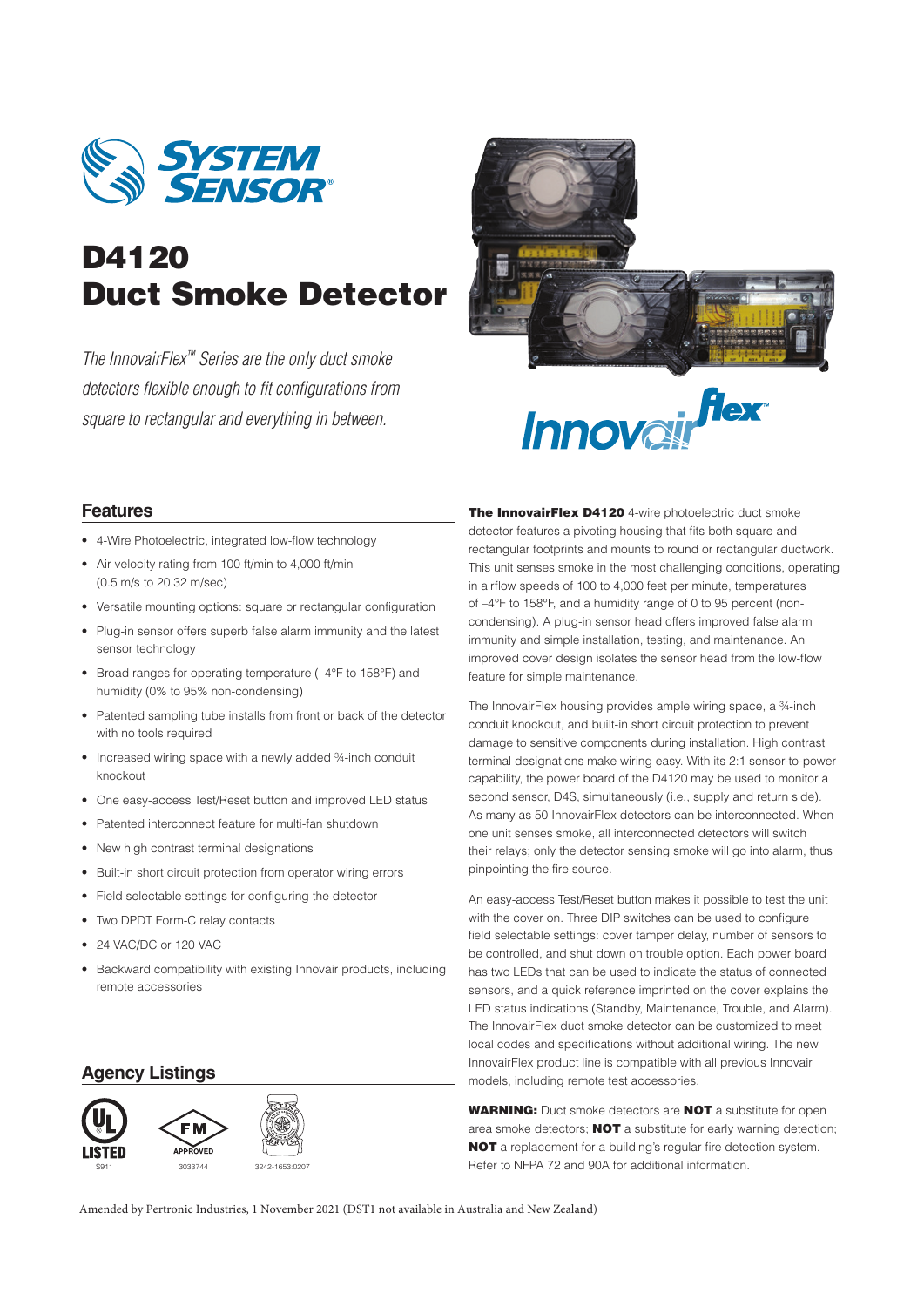# D4120 Duct Smoke Detector

*The InnovairFlex™ Series are the only duct smoke detectors flexible enough to fit configurations from square to rectangular and everything in between.*

## Features

- 4-Wire Photoelectric, integrated low-flow technology
- Air velocity rating from 100 ft/min to 4,000 ft/min (0.5 m/s to 20.32 m/sec)
- Versatile mounting options: square or rectangular configuration
- Plug-in sensor offers superb false alarm immunity and the latest sensor technology
- Broad ranges for operating temperature (–4°F to 158°F) and humidity (0% to 95% non-condensing)
- Patented sampling tube installs from front or back of the detector with no tools required
- Increased wiring space with a newly added ¾-inch conduit knockout
- One easy-access Test/Reset button and improved LED status
- Patented interconnect feature for multi-fan shutdown
- New high contrast terminal designations
- Built-in short circuit protection from operator wiring errors
- Field selectable settings for configuring the detector
- Two DPDT Form-C relay contacts
- 24 VAC/DC or 120 VAC
- Backward compatibility with existing Innovair products, including remote accessories

## Agency Listings

UL LISTED S911 | FM APPROVED 3033744 | 3242-1653:0207

**The InnovairFlex D4120** 4-wire photoelectric duct smoke detector features a pivoting housing that fits both square and rectangular footprints and mounts to round or rectangular ductwork. This unit senses smoke in the most challenging conditions, operating in airflow speeds of 100 to 4,000 feet per minute, temperatures of –4°F to 158°F, and a humidity range of 0 to 95 percent (non-condensing). A plug-in sensor head offers improved false alarm immunity and simple installation, testing, and maintenance. An improved cover design isolates the sensor head from the low-flow feature for simple maintenance.

The InnovairFlex housing provides ample wiring space, a ¾-inch conduit knockout, and built-in short circuit protection to prevent damage to sensitive components during installation. High contrast terminal designations make wiring easy. With its 2:1 sensor-to-power capability, the power board of the D4120 may be used to monitor a second sensor, D4S, simultaneously (i.e., supply and return side). As many as 50 InnovairFlex detectors can be interconnected. When one unit senses smoke, all interconnected detectors will switch their relays; only the detector sensing smoke will go into alarm, thus pinpointing the fire source.

An easy-access Test/Reset button makes it possible to test the unit with the cover on. Three DIP switches can be used to configure field selectable settings: cover tamper delay, number of sensors to be controlled, and shut down on trouble option. Each power board has two LEDs that can be used to indicate the status of connected sensors, and a quick reference imprinted on the cover explains the LED status indications (Standby, Maintenance, Trouble, and Alarm). The InnovairFlex duct smoke detector can be customized to meet local codes and specifications without additional wiring. The new InnovairFlex product line is compatible with all previous Innovair models, including remote test accessories.

**WARNING:** Duct smoke detectors are **NOT** a substitute for open area smoke detectors; **NOT** a substitute for early warning detection; **NOT** a replacement for a building's regular fire detection system. Refer to NFPA 72 and 90A for additional information.

Amended by Pertronic Industries, 1 November 2021 (DST1 not available in Australia and New Zealand)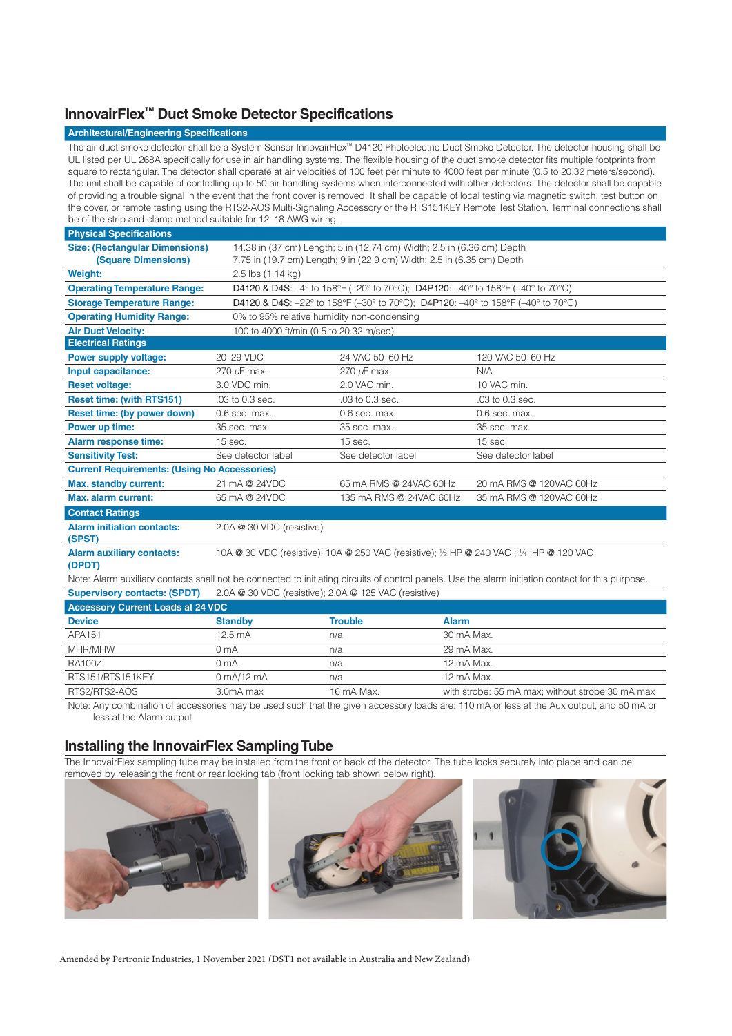## InnovairFlex™ Duct Smoke Detector Specifications

### Architectural/Engineering Specifications

The air duct smoke detector shall be a System Sensor InnovairFlex™ D4120 Photoelectric Duct Smoke Detector. The detector housing shall be UL listed per UL 268A specifically for use in air handling systems. The flexible housing of the duct smoke detector fits multiple footprints from square to rectangular. The detector shall operate at air velocities of 100 feet per minute to 4000 feet per minute (0.5 to 20.32 meters/second). The unit shall be capable of controlling up to 50 air handling systems when interconnected with other detectors. The detector shall be capable of providing a trouble signal in the event that the front cover is removed. It shall be capable of local testing via magnetic switch, test button on the cover, or remote testing using the RTS2-AOS Multi-Signaling Accessory or the RTS151KEY Remote Test Station. Terminal connections shall be of the strip and clamp method suitable for 12–18 AWG wiring.

### Physical Specifications

| | |
|---|---|
| **Size: (Rectangular Dimensions)** | 14.38 in (37 cm) Length; 5 in (12.74 cm) Width; 2.5 in (6.36 cm) Depth |
| **(Square Dimensions)** | 7.75 in (19.7 cm) Length; 9 in (22.9 cm) Width; 2.5 in (6.35 cm) Depth |
| **Weight:** | 2.5 lbs (1.14 kg) |
| **Operating Temperature Range:** | D4120 & D4S: –4° to 158°F (–20° to 70°C); D4P120: –40° to 158°F (–40° to 70°C) |
| **Storage Temperature Range:** | D4120 & D4S: –22° to 158°F (–30° to 70°C); D4P120: –40° to 158°F (–40° to 70°C) |
| **Operating Humidity Range:** | 0% to 95% relative humidity non-condensing |
| **Air Duct Velocity:** | 100 to 4000 ft/min (0.5 to 20.32 m/sec) |

### Electrical Ratings

| | | | |
|---|---|---|---|
| **Power supply voltage:** | 20–29 VDC | 24 VAC 50–60 Hz | 120 VAC 50–60 Hz |
| **Input capacitance:** | 270 μF max. | 270 μF max. | N/A |
| **Reset voltage:** | 3.0 VDC min. | 2.0 VAC min. | 10 VAC min. |
| **Reset time: (with RTS151)** | .03 to 0.3 sec. | .03 to 0.3 sec. | .03 to 0.3 sec. |
| **Reset time: (by power down)** | 0.6 sec. max. | 0.6 sec. max. | 0.6 sec. max. |
| **Power up time:** | 35 sec. max. | 35 sec. max. | 35 sec. max. |
| **Alarm response time:** | 15 sec. | 15 sec. | 15 sec. |
| **Sensitivity Test:** | See detector label | See detector label | See detector label |
| **Current Requirements: (Using No Accessories)** | | | |
| **Max. standby current:** | 21 mA @ 24VDC | 65 mA RMS @ 24VAC 60Hz | 20 mA RMS @ 120VAC 60Hz |
| **Max. alarm current:** | 65 mA @ 24VDC | 135 mA RMS @ 24VAC 60Hz | 35 mA RMS @ 120VAC 60Hz |

### Contact Ratings

| | |
|---|---|
| **Alarm initiation contacts: (SPST)** | 2.0A @ 30 VDC (resistive) |
| **Alarm auxiliary contacts: (DPDT)** | 10A @ 30 VDC (resistive); 10A @ 250 VAC (resistive); ½ HP @ 240 VAC ; ¼ HP @ 120 VAC |

Note: Alarm auxiliary contacts shall not be connected to initiating circuits of control panels. Use the alarm initiation contact for this purpose.

| | |
|---|---|
| **Supervisory contacts: (SPDT)** | 2.0A @ 30 VDC (resistive); 2.0A @ 125 VAC (resistive) |

### Accessory Current Loads at 24 VDC

| Device | Standby | Trouble | Alarm |
|---|---|---|---|
| APA151 | 12.5 mA | n/a | 30 mA Max. |
| MHR/MHW | 0 mA | n/a | 29 mA Max. |
| RA100Z | 0 mA | n/a | 12 mA Max. |
| RTS151/RTS151KEY | 0 mA/12 mA | n/a | 12 mA Max. |
| RTS2/RTS2-AOS | 3.0mA max | 16 mA Max. | with strobe: 55 mA max; without strobe 30 mA max |

Note: Any combination of accessories may be used such that the given accessory loads are: 110 mA or less at the Aux output, and 50 mA or less at the Alarm output

## Installing the InnovairFlex Sampling Tube

The InnovairFlex sampling tube may be installed from the front or back of the detector. The tube locks securely into place and can be removed by releasing the front or rear locking tab (front locking tab shown below right).

Amended by Pertronic Industries, 1 November 2021 (DST1 not available in Australia and New Zealand)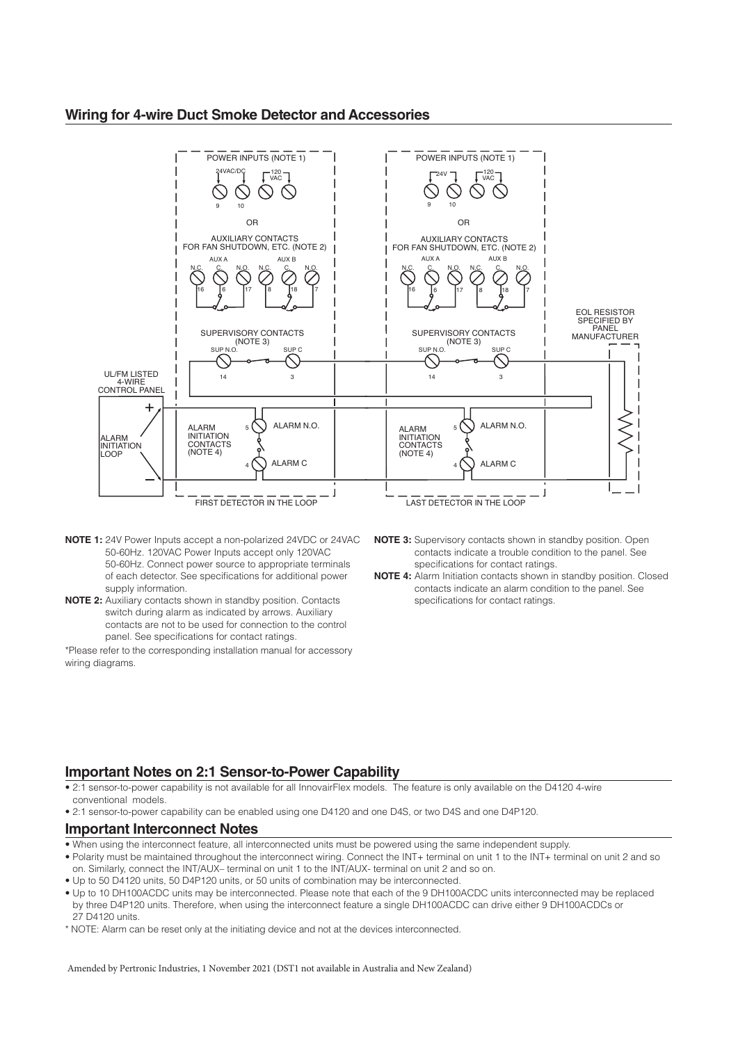## Wiring for 4-wire Duct Smoke Detector and Accessories

**NOTE 1:** 24V Power Inputs accept a non-polarized 24VDC or 24VAC 50-60Hz. 120VAC Power Inputs accept only 120VAC 50-60Hz. Connect power source to appropriate terminals of each detector. See specifications for additional power supply information.

**NOTE 2:** Auxiliary contacts shown in standby position. Contacts switch during alarm as indicated by arrows. Auxiliary contacts are not to be used for connection to the control panel. See specifications for contact ratings.

*Please refer to the corresponding installation manual for accessory wiring diagrams.

**NOTE 3:** Supervisory contacts shown in standby position. Open contacts indicate a trouble condition to the panel. See specifications for contact ratings.

**NOTE 4:** Alarm Initiation contacts shown in standby position. Closed contacts indicate an alarm condition to the panel. See specifications for contact ratings.

## Important Notes on 2:1 Sensor-to-Power Capability

- 2:1 sensor-to-power capability is not available for all InnovairFlex models. The feature is only available on the D4120 4-wire conventional models.
- 2:1 sensor-to-power capability can be enabled using one D4120 and one D4S, or two D4S and one D4P120.

## Important Interconnect Notes

- When using the interconnect feature, all interconnected units must be powered using the same independent supply.
- Polarity must be maintained throughout the interconnect wiring. Connect the INT+ terminal on unit 1 to the INT+ terminal on unit 2 and so on. Similarly, connect the INT/AUX– terminal on unit 1 to the INT/AUX- terminal on unit 2 and so on.
- Up to 50 D4120 units, 50 D4P120 units, or 50 units of combination may be interconnected.
- Up to 10 DH100ACDC units may be interconnected. Please note that each of the 9 DH100ACDC units interconnected may be replaced by three D4P120 units. Therefore, when using the interconnect feature a single DH100ACDC can drive either 9 DH100ACDCs or 27 D4120 units.

* NOTE: Alarm can be reset only at the initiating device and not at the devices interconnected.

Amended by Pertronic Industries, 1 November 2021 (DST1 not available in Australia and New Zealand)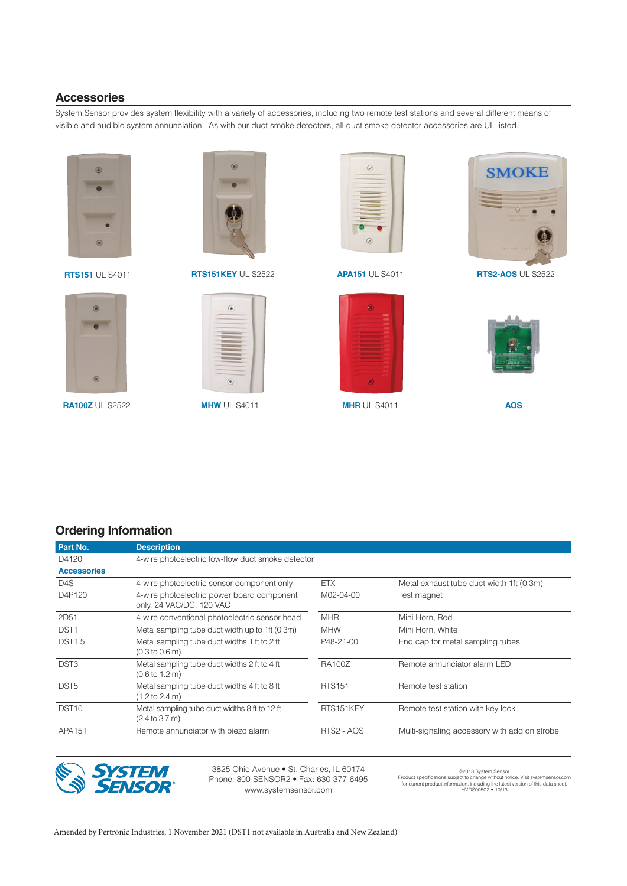## Accessories

System Sensor provides system flexibility with a variety of accessories, including two remote test stations and several different means of visible and audible system annunciation. As with our duct smoke detectors, all duct smoke detector accessories are UL listed.

**RTS151** UL S4011

**RTS151KEY** UL S2522

**APA151** UL S4011

**RTS2-AOS** UL S2522

**RA100Z** UL S2522

**MHW** UL S4011

**MHR** UL S4011

**AOS**

## Ordering Information

| Part No. | Description | | |
|---|---|---|---|
| D4120 | 4-wire photoelectric low-flow duct smoke detector | | |
| **Accessories** | | | |
| D4S | 4-wire photoelectric sensor component only | ETX | Metal exhaust tube duct width 1ft (0.3m) |
| D4P120 | 4-wire photoelectric power board component only, 24 VAC/DC, 120 VAC | M02-04-00 | Test magnet |
| 2D51 | 4-wire conventional photoelectric sensor head | MHR | Mini Horn, Red |
| DST1 | Metal sampling tube duct width up to 1ft (0.3m) | MHW | Mini Horn, White |
| DST1.5 | Metal sampling tube duct widths 1 ft to 2 ft (0.3 to 0.6 m) | P48-21-00 | End cap for metal sampling tubes |
| DST3 | Metal sampling tube duct widths 2 ft to 4 ft (0.6 to 1.2 m) | RA100Z | Remote annunciator alarm LED |
| DST5 | Metal sampling tube duct widths 4 ft to 8 ft (1.2 to 2.4 m) | RTS151 | Remote test station |
| DST10 | Metal sampling tube duct widths 8 ft to 12 ft (2.4 to 3.7 m) | RTS151KEY | Remote test station with key lock |
| APA151 | Remote annunciator with piezo alarm | RTS2 - AOS | Multi-signaling accessory with add on strobe |

SYSTEM SENSOR®

3825 Ohio Avenue • St. Charles, IL 60174
Phone: 800-SENSOR2 • Fax: 630-377-6495
www.systemsensor.com

©2013 System Sensor.
Product specifications subject to change without notice. Visit systemsensor.com for current product information, including the latest version of this data sheet.
HVDS00502 • 10/13

Amended by Pertronic Industries, 1 November 2021 (DST1 not available in Australia and New Zealand)